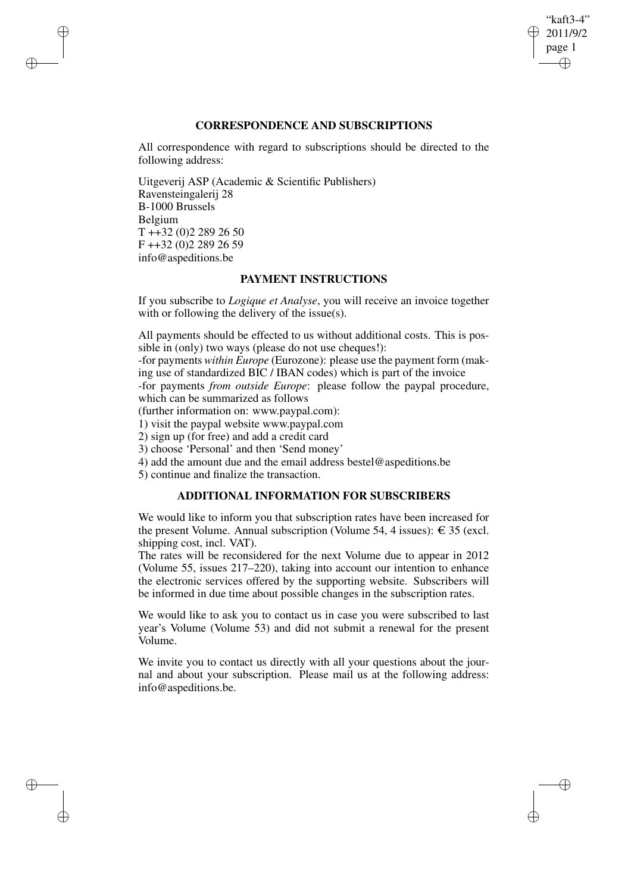## CORRESPONDENCE AND SUBSCRIPTIONS

All correspondence with regard to subscriptions should be directed to the following address:

Uitgeverij ASP (Academic & Scientific Publishers)
Ravensteingalerij 28
B-1000 Brussels
Belgium
T ++32 (0)2 289 26 50
F ++32 (0)2 289 26 59
info@aspeditions.be

## PAYMENT INSTRUCTIONS

If you subscribe to *Logique et Analyse*, you will receive an invoice together with or following the delivery of the issue(s).

All payments should be effected to us without additional costs. This is possible in (only) two ways (please do not use cheques!):
-for payments *within Europe* (Eurozone): please use the payment form (making use of standardized BIC / IBAN codes) which is part of the invoice
-for payments *from outside Europe*: please follow the paypal procedure, which can be summarized as follows
(further information on: www.paypal.com):
1) visit the paypal website www.paypal.com
2) sign up (for free) and add a credit card
3) choose 'Personal' and then 'Send money'
4) add the amount due and the email address bestel@aspeditions.be
5) continue and finalize the transaction.

## ADDITIONAL INFORMATION FOR SUBSCRIBERS

We would like to inform you that subscription rates have been increased for the present Volume. Annual subscription (Volume 54, 4 issues): € 35 (excl. shipping cost, incl. VAT).
The rates will be reconsidered for the next Volume due to appear in 2012 (Volume 55, issues 217–220), taking into account our intention to enhance the electronic services offered by the supporting website. Subscribers will be informed in due time about possible changes in the subscription rates.

We would like to ask you to contact us in case you were subscribed to last year's Volume (Volume 53) and did not submit a renewal for the present Volume.

We invite you to contact us directly with all your questions about the journal and about your subscription. Please mail us at the following address: info@aspeditions.be.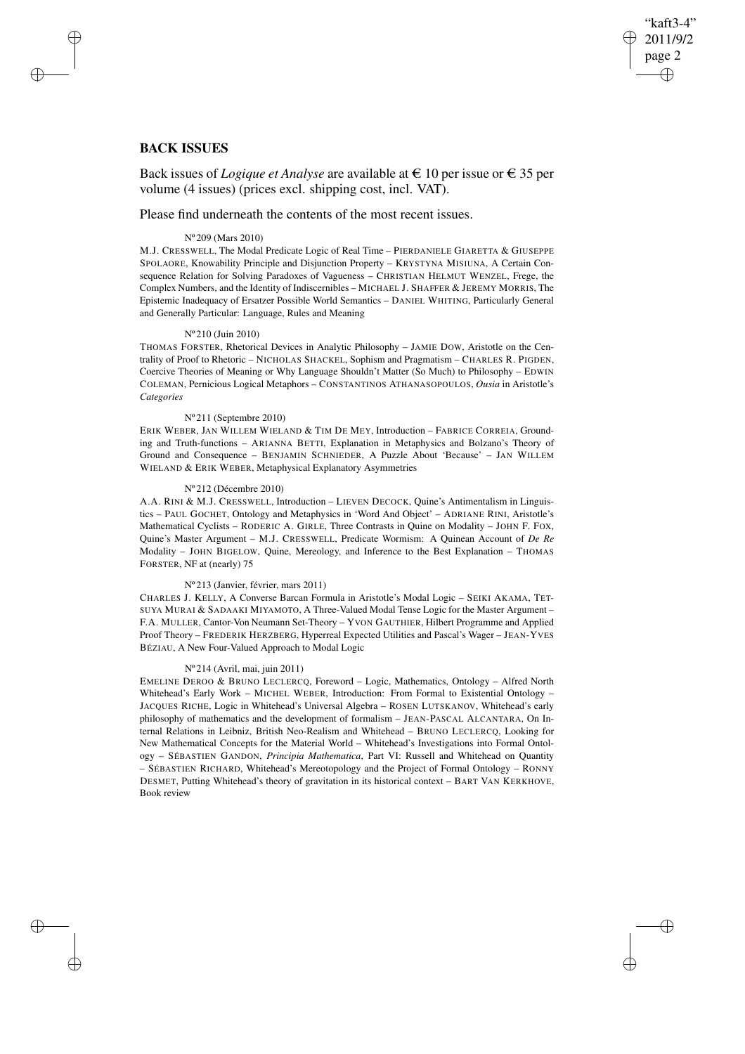## BACK ISSUES

Back issues of *Logique et Analyse* are available at € 10 per issue or € 35 per volume (4 issues) (prices excl. shipping cost, incl. VAT).

Please find underneath the contents of the most recent issues.

Nº209 (Mars 2010)

M.J. CRESSWELL, The Modal Predicate Logic of Real Time – PIERDANIELE GIARETTA & GIUSEPPE SPOLAORE, Knowability Principle and Disjunction Property – KRYSTYNA MISIUNA, A Certain Consequence Relation for Solving Paradoxes of Vagueness – CHRISTIAN HELMUT WENZEL, Frege, the Complex Numbers, and the Identity of Indiscernibles – MICHAEL J. SHAFFER & JEREMY MORRIS, The Epistemic Inadequacy of Ersatzer Possible World Semantics – DANIEL WHITING, Particularly General and Generally Particular: Language, Rules and Meaning

Nº210 (Juin 2010)

THOMAS FORSTER, Rhetorical Devices in Analytic Philosophy – JAMIE DOW, Aristotle on the Centrality of Proof to Rhetoric – NICHOLAS SHACKEL, Sophism and Pragmatism – CHARLES R. PIGDEN, Coercive Theories of Meaning or Why Language Shouldn't Matter (So Much) to Philosophy – EDWIN COLEMAN, Pernicious Logical Metaphors – CONSTANTINOS ATHANASOPOULOS, *Ousia* in Aristotle's *Categories*

Nº211 (Septembre 2010)

ERIK WEBER, JAN WILLEM WIELAND & TIM DE MEY, Introduction – FABRICE CORREIA, Grounding and Truth-functions – ARIANNA BETTI, Explanation in Metaphysics and Bolzano's Theory of Ground and Consequence – BENJAMIN SCHNIEDER, A Puzzle About 'Because' – JAN WILLEM WIELAND & ERIK WEBER, Metaphysical Explanatory Asymmetries

Nº212 (Décembre 2010)

A.A. RINI & M.J. CRESSWELL, Introduction – LIEVEN DECOCK, Quine's Antimentalism in Linguistics – PAUL GOCHET, Ontology and Metaphysics in 'Word And Object' – ADRIANE RINI, Aristotle's Mathematical Cyclists – RODERIC A. GIRLE, Three Contrasts in Quine on Modality – JOHN F. FOX, Quine's Master Argument – M.J. CRESSWELL, Predicate Wormism: A Quinean Account of *De Re* Modality – JOHN BIGELOW, Quine, Mereology, and Inference to the Best Explanation – THOMAS FORSTER, NF at (nearly) 75

Nº213 (Janvier, février, mars 2011)

CHARLES J. KELLY, A Converse Barcan Formula in Aristotle's Modal Logic – SEIKI AKAMA, TETSUYA MURAI & SADAAKI MIYAMOTO, A Three-Valued Modal Tense Logic for the Master Argument – F.A. MULLER, Cantor-Von Neumann Set-Theory – YVON GAUTHIER, Hilbert Programme and Applied Proof Theory – FREDERIK HERZBERG, Hyperreal Expected Utilities and Pascal's Wager – JEAN-YVES BÉZIAU, A New Four-Valued Approach to Modal Logic

Nº214 (Avril, mai, juin 2011)

EMELINE DEROO & BRUNO LECLERCQ, Foreword – Logic, Mathematics, Ontology – Alfred North Whitehead's Early Work – MICHEL WEBER, Introduction: From Formal to Existential Ontology – JACQUES RICHE, Logic in Whitehead's Universal Algebra – ROSEN LUTSKANOV, Whitehead's early philosophy of mathematics and the development of formalism – JEAN-PASCAL ALCANTARA, On Internal Relations in Leibniz, British Neo-Realism and Whitehead – BRUNO LECLERCQ, Looking for New Mathematical Concepts for the Material World – Whitehead's Investigations into Formal Ontology – SÉBASTIEN GANDON, *Principia Mathematica*, Part VI: Russell and Whitehead on Quantity – SÉBASTIEN RICHARD, Whitehead's Mereotopology and the Project of Formal Ontology – RONNY DESMET, Putting Whitehead's theory of gravitation in its historical context – BART VAN KERKHOVE, Book review